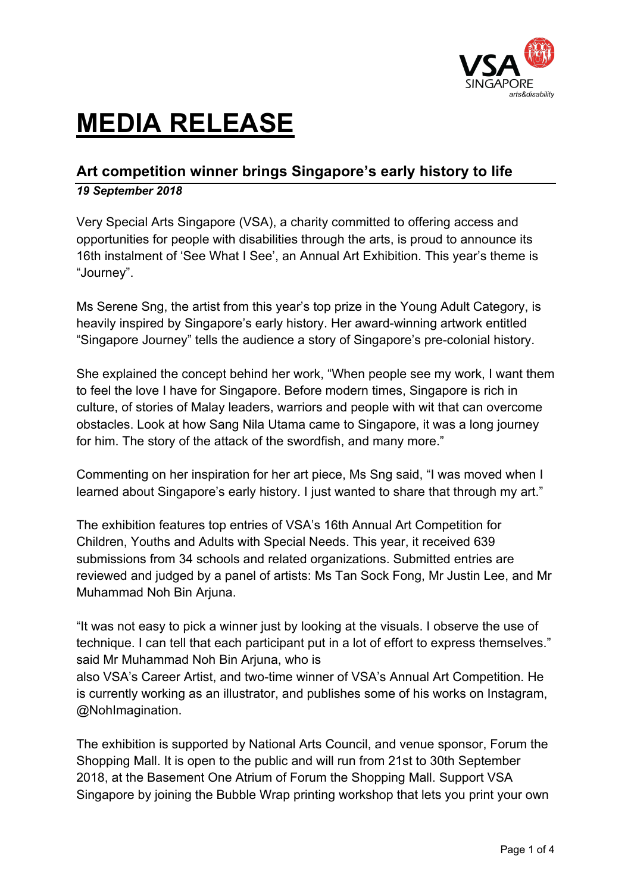# MEDIA RELEASE

## Art competition winner brings Singapore's early history to life

***19 September 2018***

Very Special Arts Singapore (VSA), a charity committed to offering access and opportunities for people with disabilities through the arts, is proud to announce its 16th instalment of 'See What I See', an Annual Art Exhibition. This year's theme is "Journey".

Ms Serene Sng, the artist from this year's top prize in the Young Adult Category, is heavily inspired by Singapore's early history. Her award-winning artwork entitled "Singapore Journey" tells the audience a story of Singapore's pre-colonial history.

She explained the concept behind her work, "When people see my work, I want them to feel the love I have for Singapore. Before modern times, Singapore is rich in culture, of stories of Malay leaders, warriors and people with wit that can overcome obstacles. Look at how Sang Nila Utama came to Singapore, it was a long journey for him. The story of the attack of the swordfish, and many more."

Commenting on her inspiration for her art piece, Ms Sng said, "I was moved when I learned about Singapore's early history. I just wanted to share that through my art."

The exhibition features top entries of VSA's 16th Annual Art Competition for Children, Youths and Adults with Special Needs. This year, it received 639 submissions from 34 schools and related organizations. Submitted entries are reviewed and judged by a panel of artists: Ms Tan Sock Fong, Mr Justin Lee, and Mr Muhammad Noh Bin Arjuna.

"It was not easy to pick a winner just by looking at the visuals. I observe the use of technique. I can tell that each participant put in a lot of effort to express themselves." said Mr Muhammad Noh Bin Arjuna, who is also VSA's Career Artist, and two-time winner of VSA's Annual Art Competition. He is currently working as an illustrator, and publishes some of his works on Instagram, @NohImagination.

The exhibition is supported by National Arts Council, and venue sponsor, Forum the Shopping Mall. It is open to the public and will run from 21st to 30th September 2018, at the Basement One Atrium of Forum the Shopping Mall. Support VSA Singapore by joining the Bubble Wrap printing workshop that lets you print your own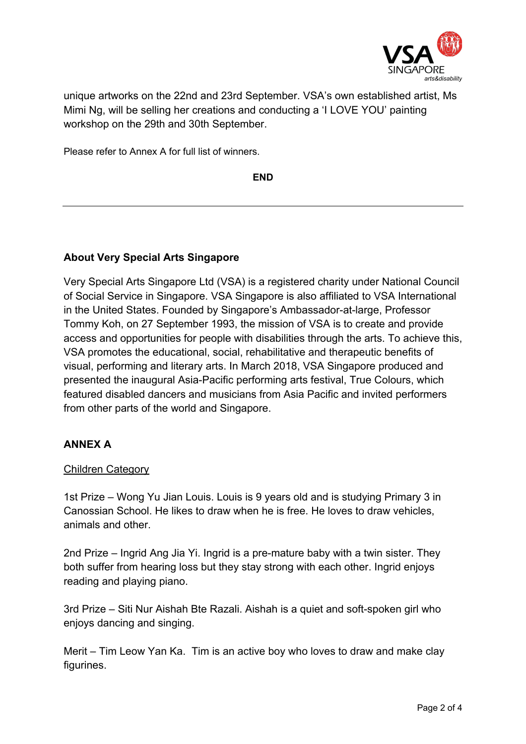unique artworks on the 22nd and 23rd September. VSA's own established artist, Ms Mimi Ng, will be selling her creations and conducting a 'I LOVE YOU' painting workshop on the 29th and 30th September.

Please refer to Annex A for full list of winners.

**END**

---

**About Very Special Arts Singapore**

Very Special Arts Singapore Ltd (VSA) is a registered charity under National Council of Social Service in Singapore. VSA Singapore is also affiliated to VSA International in the United States. Founded by Singapore's Ambassador-at-large, Professor Tommy Koh, on 27 September 1993, the mission of VSA is to create and provide access and opportunities for people with disabilities through the arts. To achieve this, VSA promotes the educational, social, rehabilitative and therapeutic benefits of visual, performing and literary arts. In March 2018, VSA Singapore produced and presented the inaugural Asia-Pacific performing arts festival, True Colours, which featured disabled dancers and musicians from Asia Pacific and invited performers from other parts of the world and Singapore.

## ANNEX A

<u>Children Category</u>

1st Prize – Wong Yu Jian Louis. Louis is 9 years old and is studying Primary 3 in Canossian School. He likes to draw when he is free. He loves to draw vehicles, animals and other.

2nd Prize – Ingrid Ang Jia Yi. Ingrid is a pre-mature baby with a twin sister. They both suffer from hearing loss but they stay strong with each other. Ingrid enjoys reading and playing piano.

3rd Prize – Siti Nur Aishah Bte Razali. Aishah is a quiet and soft-spoken girl who enjoys dancing and singing.

Merit – Tim Leow Yan Ka. Tim is an active boy who loves to draw and make clay figurines.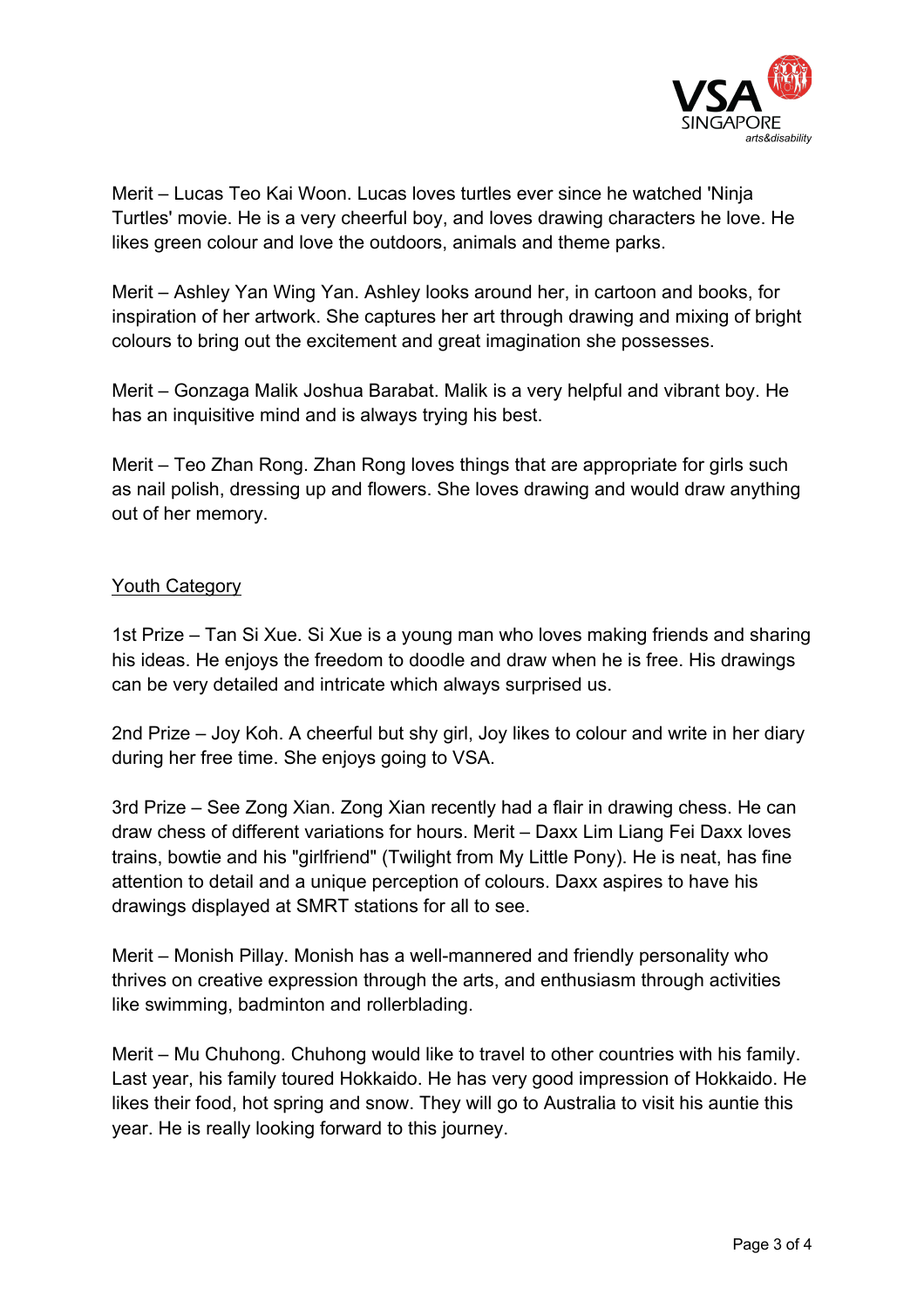Merit – Lucas Teo Kai Woon. Lucas loves turtles ever since he watched 'Ninja Turtles' movie. He is a very cheerful boy, and loves drawing characters he love. He likes green colour and love the outdoors, animals and theme parks.

Merit – Ashley Yan Wing Yan. Ashley looks around her, in cartoon and books, for inspiration of her artwork. She captures her art through drawing and mixing of bright colours to bring out the excitement and great imagination she possesses.

Merit – Gonzaga Malik Joshua Barabat. Malik is a very helpful and vibrant boy. He has an inquisitive mind and is always trying his best.

Merit – Teo Zhan Rong. Zhan Rong loves things that are appropriate for girls such as nail polish, dressing up and flowers. She loves drawing and would draw anything out of her memory.

<u>Youth Category</u>

1st Prize – Tan Si Xue. Si Xue is a young man who loves making friends and sharing his ideas. He enjoys the freedom to doodle and draw when he is free. His drawings can be very detailed and intricate which always surprised us.

2nd Prize – Joy Koh. A cheerful but shy girl, Joy likes to colour and write in her diary during her free time. She enjoys going to VSA.

3rd Prize – See Zong Xian. Zong Xian recently had a flair in drawing chess. He can draw chess of different variations for hours. Merit – Daxx Lim Liang Fei Daxx loves trains, bowtie and his "girlfriend" (Twilight from My Little Pony). He is neat, has fine attention to detail and a unique perception of colours. Daxx aspires to have his drawings displayed at SMRT stations for all to see.

Merit – Monish Pillay. Monish has a well-mannered and friendly personality who thrives on creative expression through the arts, and enthusiasm through activities like swimming, badminton and rollerblading.

Merit – Mu Chuhong. Chuhong would like to travel to other countries with his family. Last year, his family toured Hokkaido. He has very good impression of Hokkaido. He likes their food, hot spring and snow. They will go to Australia to visit his auntie this year. He is really looking forward to this journey.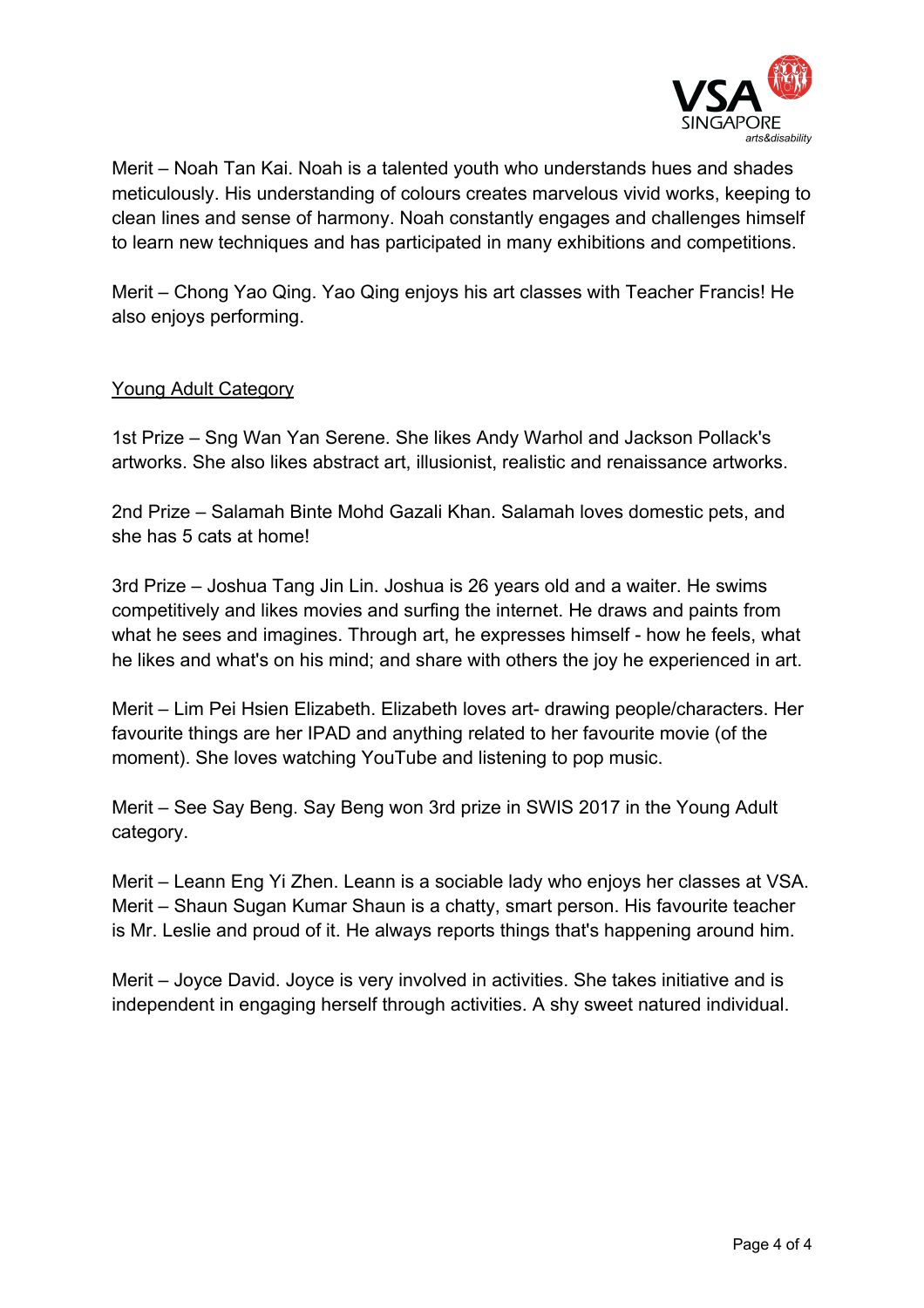Merit – Noah Tan Kai. Noah is a talented youth who understands hues and shades meticulously. His understanding of colours creates marvelous vivid works, keeping to clean lines and sense of harmony. Noah constantly engages and challenges himself to learn new techniques and has participated in many exhibitions and competitions.

Merit – Chong Yao Qing. Yao Qing enjoys his art classes with Teacher Francis! He also enjoys performing.

<u>Young Adult Category</u>

1st Prize – Sng Wan Yan Serene. She likes Andy Warhol and Jackson Pollack's artworks. She also likes abstract art, illusionist, realistic and renaissance artworks.

2nd Prize – Salamah Binte Mohd Gazali Khan. Salamah loves domestic pets, and she has 5 cats at home!

3rd Prize – Joshua Tang Jin Lin. Joshua is 26 years old and a waiter. He swims competitively and likes movies and surfing the internet. He draws and paints from what he sees and imagines. Through art, he expresses himself - how he feels, what he likes and what's on his mind; and share with others the joy he experienced in art.

Merit – Lim Pei Hsien Elizabeth. Elizabeth loves art- drawing people/characters. Her favourite things are her IPAD and anything related to her favourite movie (of the moment). She loves watching YouTube and listening to pop music.

Merit – See Say Beng. Say Beng won 3rd prize in SWIS 2017 in the Young Adult category.

Merit – Leann Eng Yi Zhen. Leann is a sociable lady who enjoys her classes at VSA.
Merit – Shaun Sugan Kumar Shaun is a chatty, smart person. His favourite teacher is Mr. Leslie and proud of it. He always reports things that's happening around him.

Merit – Joyce David. Joyce is very involved in activities. She takes initiative and is independent in engaging herself through activities. A shy sweet natured individual.